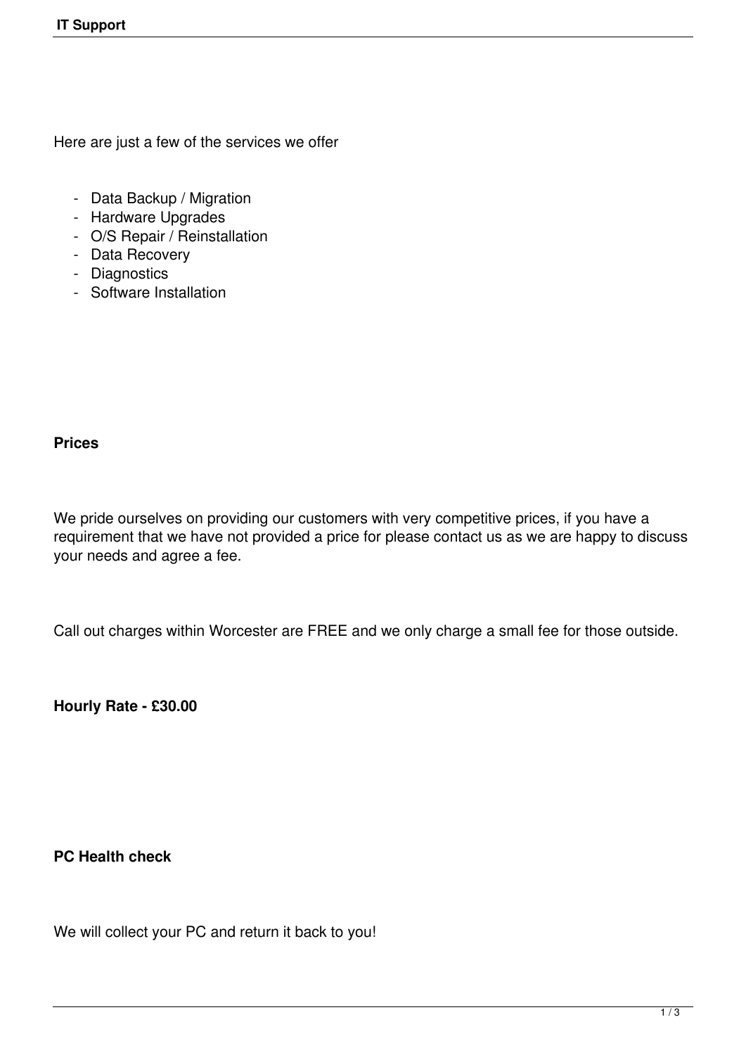Here are just a few of the services we offer

- Data Backup / Migration
- Hardware Upgrades
- O/S Repair / Reinstallation
- Data Recovery
- Diagnostics
- Software Installation

**Prices**

We pride ourselves on providing our customers with very competitive prices, if you have a requirement that we have not provided a price for please contact us as we are happy to discuss your needs and agree a fee.

Call out charges within Worcester are FREE and we only charge a small fee for those outside.

**Hourly Rate - £30.00**

**PC Health check**

We will collect your PC and return it back to you!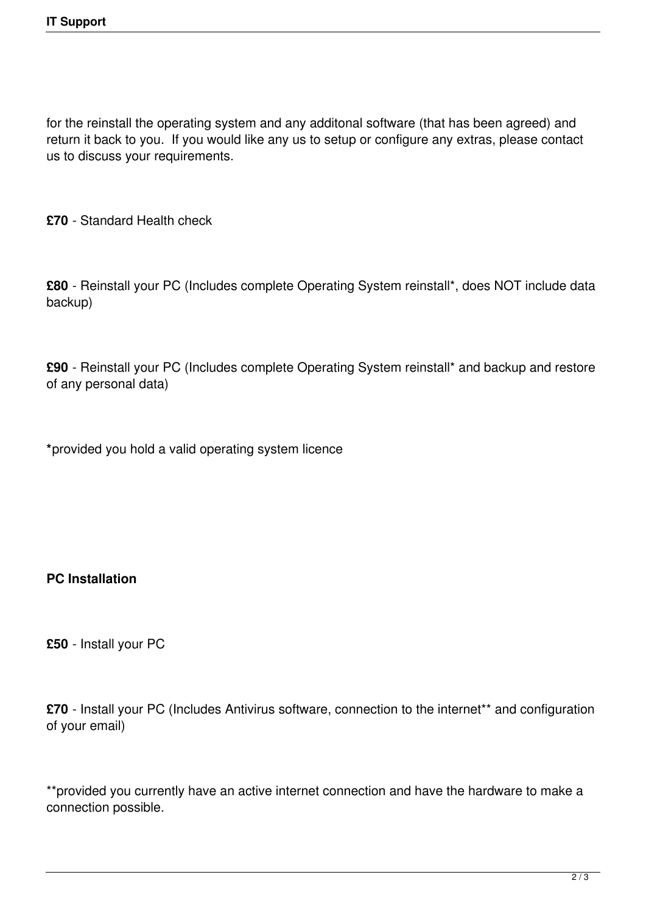for the reinstall the operating system and any additonal software (that has been agreed) and return it back to you.  If you would like any us to setup or configure any extras, please contact us to discuss your requirements.

**£70** - Standard Health check

**£80** - Reinstall your PC (Includes complete Operating System reinstall*, does NOT include data backup)

**£90** - Reinstall your PC (Includes complete Operating System reinstall* and backup and restore of any personal data)

***** provided you hold a valid operating system licence

**PC Installation**

**£50** - Install your PC

**£70** - Install your PC (Includes Antivirus software, connection to the internet** and configuration of your email)

**provided you currently have an active internet connection and have the hardware to make a connection possible.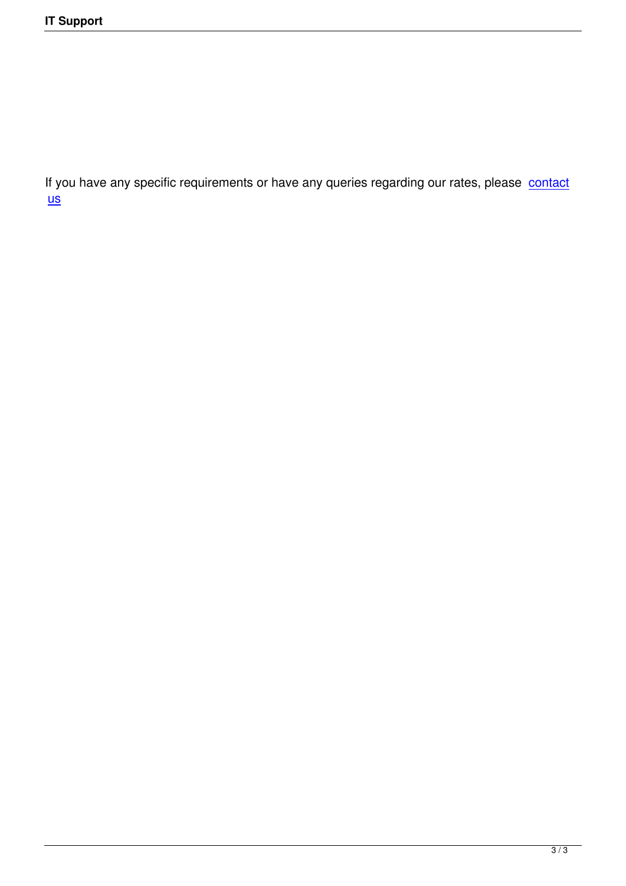If you have any specific requirements or have any queries regarding our rates, please contact us